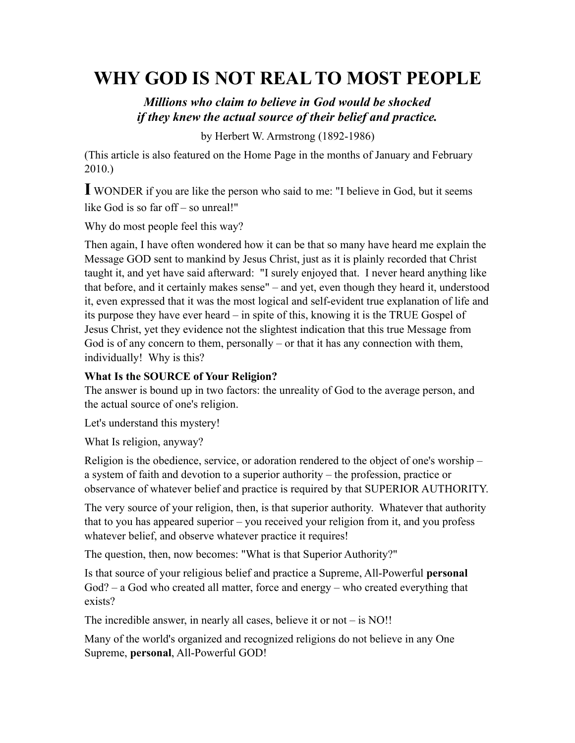# WHY GOD IS NOT REAL TO MOST PEOPLE

***Millions who claim to believe in God would be shocked if they knew the actual source of their belief and practice.***

by Herbert W. Armstrong (1892-1986)

(This article is also featured on the Home Page in the months of January and February 2010.)

I WONDER if you are like the person who said to me: "I believe in God, but it seems like God is so far off – so unreal!"

Why do most people feel this way?

Then again, I have often wondered how it can be that so many have heard me explain the Message GOD sent to mankind by Jesus Christ, just as it is plainly recorded that Christ taught it, and yet have said afterward: "I surely enjoyed that. I never heard anything like that before, and it certainly makes sense" – and yet, even though they heard it, understood it, even expressed that it was the most logical and self-evident true explanation of life and its purpose they have ever heard – in spite of this, knowing it is the TRUE Gospel of Jesus Christ, yet they evidence not the slightest indication that this true Message from God is of any concern to them, personally – or that it has any connection with them, individually! Why is this?

**What Is the SOURCE of Your Religion?**

The answer is bound up in two factors: the unreality of God to the average person, and the actual source of one's religion.

Let's understand this mystery!

What Is religion, anyway?

Religion is the obedience, service, or adoration rendered to the object of one's worship – a system of faith and devotion to a superior authority – the profession, practice or observance of whatever belief and practice is required by that SUPERIOR AUTHORITY.

The very source of your religion, then, is that superior authority. Whatever that authority that to you has appeared superior – you received your religion from it, and you profess whatever belief, and observe whatever practice it requires!

The question, then, now becomes: "What is that Superior Authority?"

Is that source of your religious belief and practice a Supreme, All-Powerful **personal** God? – a God who created all matter, force and energy – who created everything that exists?

The incredible answer, in nearly all cases, believe it or not – is NO!!

Many of the world's organized and recognized religions do not believe in any One Supreme, **personal**, All-Powerful GOD!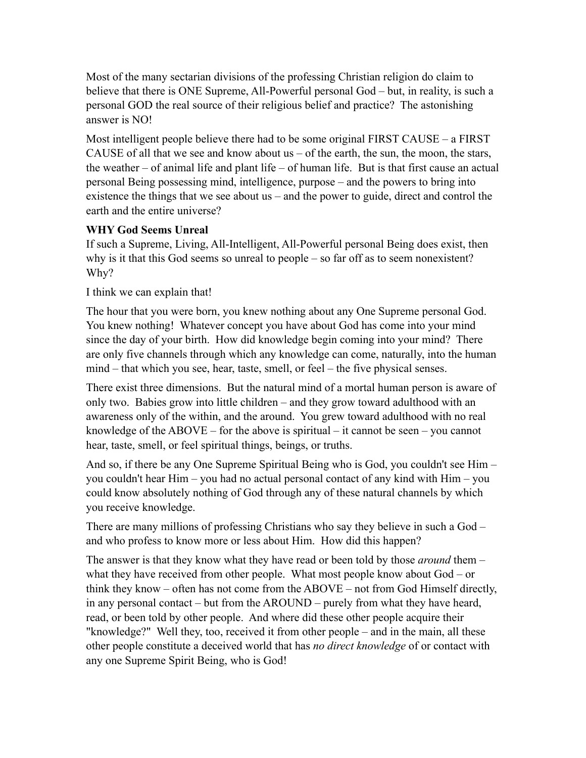Most of the many sectarian divisions of the professing Christian religion do claim to believe that there is ONE Supreme, All-Powerful personal God – but, in reality, is such a personal GOD the real source of their religious belief and practice? The astonishing answer is NO!

Most intelligent people believe there had to be some original FIRST CAUSE – a FIRST CAUSE of all that we see and know about us – of the earth, the sun, the moon, the stars, the weather – of animal life and plant life – of human life. But is that first cause an actual personal Being possessing mind, intelligence, purpose – and the powers to bring into existence the things that we see about us – and the power to guide, direct and control the earth and the entire universe?

**WHY God Seems Unreal**

If such a Supreme, Living, All-Intelligent, All-Powerful personal Being does exist, then why is it that this God seems so unreal to people – so far off as to seem nonexistent? Why?

I think we can explain that!

The hour that you were born, you knew nothing about any One Supreme personal God. You knew nothing! Whatever concept you have about God has come into your mind since the day of your birth. How did knowledge begin coming into your mind? There are only five channels through which any knowledge can come, naturally, into the human mind – that which you see, hear, taste, smell, or feel – the five physical senses.

There exist three dimensions. But the natural mind of a mortal human person is aware of only two. Babies grow into little children – and they grow toward adulthood with an awareness only of the within, and the around. You grew toward adulthood with no real knowledge of the ABOVE – for the above is spiritual – it cannot be seen – you cannot hear, taste, smell, or feel spiritual things, beings, or truths.

And so, if there be any One Supreme Spiritual Being who is God, you couldn't see Him – you couldn't hear Him – you had no actual personal contact of any kind with Him – you could know absolutely nothing of God through any of these natural channels by which you receive knowledge.

There are many millions of professing Christians who say they believe in such a God – and who profess to know more or less about Him. How did this happen?

The answer is that they know what they have read or been told by those *around* them – what they have received from other people. What most people know about God – or think they know – often has not come from the ABOVE – not from God Himself directly, in any personal contact – but from the AROUND – purely from what they have heard, read, or been told by other people. And where did these other people acquire their "knowledge?" Well they, too, received it from other people – and in the main, all these other people constitute a deceived world that has *no direct knowledge* of or contact with any one Supreme Spirit Being, who is God!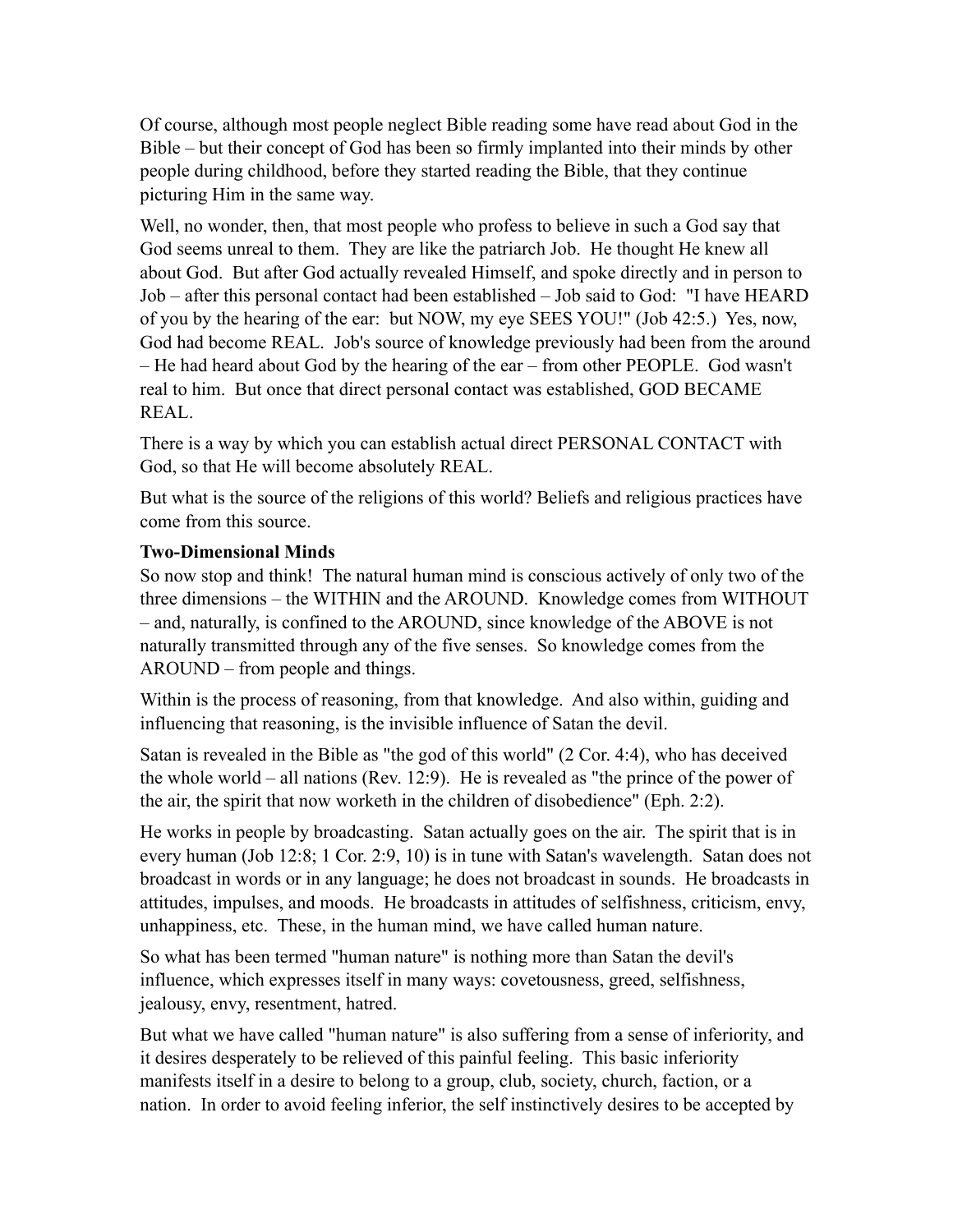Of course, although most people neglect Bible reading some have read about God in the Bible – but their concept of God has been so firmly implanted into their minds by other people during childhood, before they started reading the Bible, that they continue picturing Him in the same way.

Well, no wonder, then, that most people who profess to believe in such a God say that God seems unreal to them. They are like the patriarch Job. He thought He knew all about God. But after God actually revealed Himself, and spoke directly and in person to Job – after this personal contact had been established – Job said to God: "I have HEARD of you by the hearing of the ear: but NOW, my eye SEES YOU!" (Job 42:5.) Yes, now, God had become REAL. Job's source of knowledge previously had been from the around – He had heard about God by the hearing of the ear – from other PEOPLE. God wasn't real to him. But once that direct personal contact was established, GOD BECAME REAL.

There is a way by which you can establish actual direct PERSONAL CONTACT with God, so that He will become absolutely REAL.

But what is the source of the religions of this world? Beliefs and religious practices have come from this source.

**Two-Dimensional Minds**

So now stop and think! The natural human mind is conscious actively of only two of the three dimensions – the WITHIN and the AROUND. Knowledge comes from WITHOUT – and, naturally, is confined to the AROUND, since knowledge of the ABOVE is not naturally transmitted through any of the five senses. So knowledge comes from the AROUND – from people and things.

Within is the process of reasoning, from that knowledge. And also within, guiding and influencing that reasoning, is the invisible influence of Satan the devil.

Satan is revealed in the Bible as "the god of this world" (2 Cor. 4:4), who has deceived the whole world – all nations (Rev. 12:9). He is revealed as "the prince of the power of the air, the spirit that now worketh in the children of disobedience" (Eph. 2:2).

He works in people by broadcasting. Satan actually goes on the air. The spirit that is in every human (Job 12:8; 1 Cor. 2:9, 10) is in tune with Satan's wavelength. Satan does not broadcast in words or in any language; he does not broadcast in sounds. He broadcasts in attitudes, impulses, and moods. He broadcasts in attitudes of selfishness, criticism, envy, unhappiness, etc. These, in the human mind, we have called human nature.

So what has been termed "human nature" is nothing more than Satan the devil's influence, which expresses itself in many ways: covetousness, greed, selfishness, jealousy, envy, resentment, hatred.

But what we have called "human nature" is also suffering from a sense of inferiority, and it desires desperately to be relieved of this painful feeling. This basic inferiority manifests itself in a desire to belong to a group, club, society, church, faction, or a nation. In order to avoid feeling inferior, the self instinctively desires to be accepted by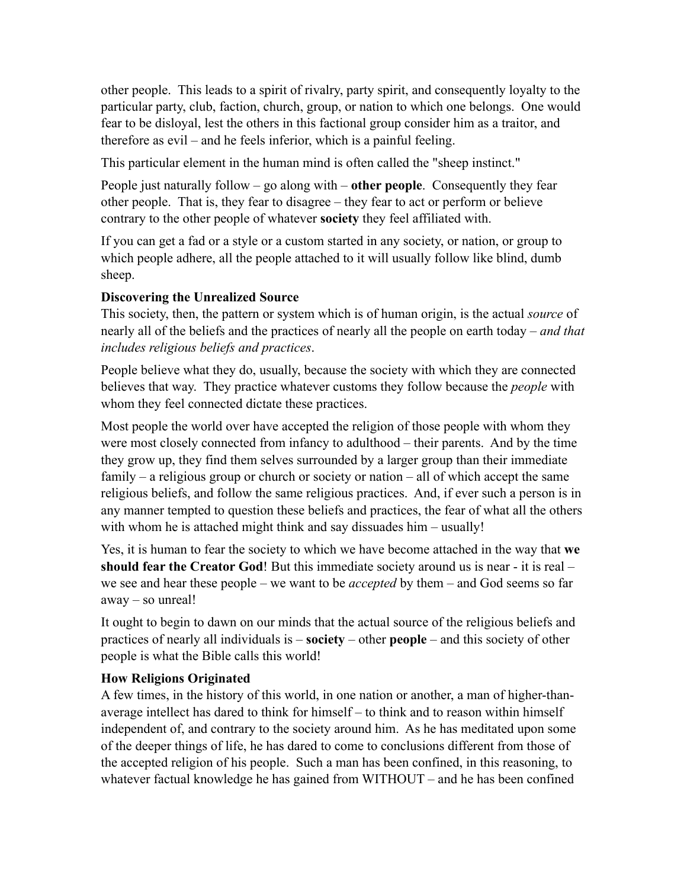other people. This leads to a spirit of rivalry, party spirit, and consequently loyalty to the particular party, club, faction, church, group, or nation to which one belongs. One would fear to be disloyal, lest the others in this factional group consider him as a traitor, and therefore as evil – and he feels inferior, which is a painful feeling.

This particular element in the human mind is often called the "sheep instinct."

People just naturally follow – go along with – **other people**. Consequently they fear other people. That is, they fear to disagree – they fear to act or perform or believe contrary to the other people of whatever **society** they feel affiliated with.

If you can get a fad or a style or a custom started in any society, or nation, or group to which people adhere, all the people attached to it will usually follow like blind, dumb sheep.

**Discovering the Unrealized Source**

This society, then, the pattern or system which is of human origin, is the actual *source* of nearly all of the beliefs and the practices of nearly all the people on earth today – *and that includes religious beliefs and practices*.

People believe what they do, usually, because the society with which they are connected believes that way. They practice whatever customs they follow because the *people* with whom they feel connected dictate these practices.

Most people the world over have accepted the religion of those people with whom they were most closely connected from infancy to adulthood – their parents. And by the time they grow up, they find them selves surrounded by a larger group than their immediate family – a religious group or church or society or nation – all of which accept the same religious beliefs, and follow the same religious practices. And, if ever such a person is in any manner tempted to question these beliefs and practices, the fear of what all the others with whom he is attached might think and say dissuades him – usually!

Yes, it is human to fear the society to which we have become attached in the way that **we should fear the Creator God**! But this immediate society around us is near - it is real – we see and hear these people – we want to be *accepted* by them – and God seems so far away – so unreal!

It ought to begin to dawn on our minds that the actual source of the religious beliefs and practices of nearly all individuals is – **society** – other **people** – and this society of other people is what the Bible calls this world!

**How Religions Originated**

A few times, in the history of this world, in one nation or another, a man of higher-than-average intellect has dared to think for himself – to think and to reason within himself independent of, and contrary to the society around him. As he has meditated upon some of the deeper things of life, he has dared to come to conclusions different from those of the accepted religion of his people. Such a man has been confined, in this reasoning, to whatever factual knowledge he has gained from WITHOUT – and he has been confined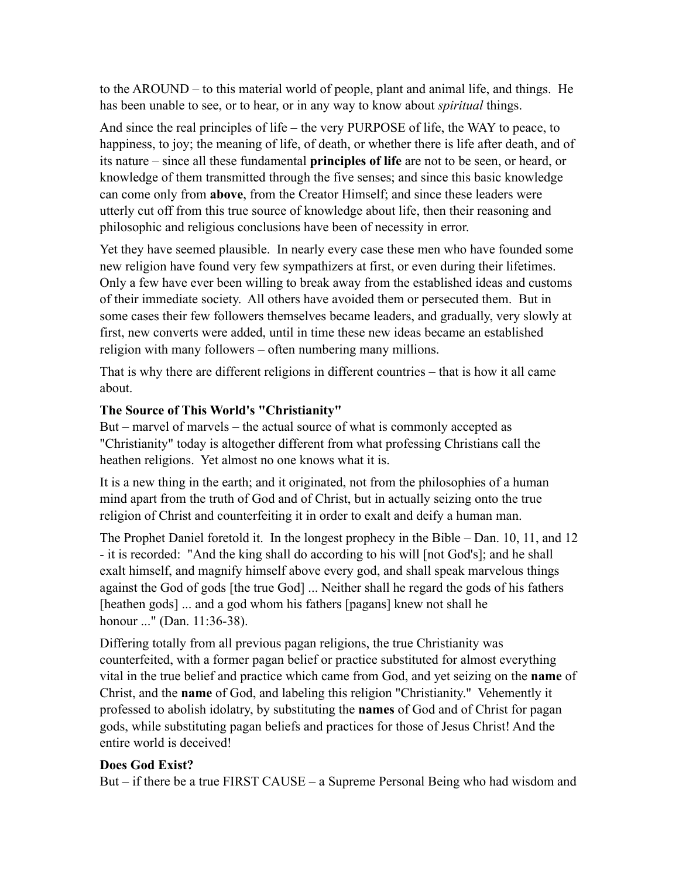to the AROUND – to this material world of people, plant and animal life, and things. He has been unable to see, or to hear, or in any way to know about *spiritual* things.

And since the real principles of life – the very PURPOSE of life, the WAY to peace, to happiness, to joy; the meaning of life, of death, or whether there is life after death, and of its nature – since all these fundamental **principles of life** are not to be seen, or heard, or knowledge of them transmitted through the five senses; and since this basic knowledge can come only from **above**, from the Creator Himself; and since these leaders were utterly cut off from this true source of knowledge about life, then their reasoning and philosophic and religious conclusions have been of necessity in error.

Yet they have seemed plausible. In nearly every case these men who have founded some new religion have found very few sympathizers at first, or even during their lifetimes. Only a few have ever been willing to break away from the established ideas and customs of their immediate society. All others have avoided them or persecuted them. But in some cases their few followers themselves became leaders, and gradually, very slowly at first, new converts were added, until in time these new ideas became an established religion with many followers – often numbering many millions.

That is why there are different religions in different countries – that is how it all came about.

**The Source of This World's "Christianity"**

But – marvel of marvels – the actual source of what is commonly accepted as "Christianity" today is altogether different from what professing Christians call the heathen religions. Yet almost no one knows what it is.

It is a new thing in the earth; and it originated, not from the philosophies of a human mind apart from the truth of God and of Christ, but in actually seizing onto the true religion of Christ and counterfeiting it in order to exalt and deify a human man.

The Prophet Daniel foretold it. In the longest prophecy in the Bible – Dan. 10, 11, and 12 - it is recorded: "And the king shall do according to his will [not God's]; and he shall exalt himself, and magnify himself above every god, and shall speak marvelous things against the God of gods [the true God] ... Neither shall he regard the gods of his fathers [heathen gods] ... and a god whom his fathers [pagans] knew not shall he honour ..." (Dan. 11:36-38).

Differing totally from all previous pagan religions, the true Christianity was counterfeited, with a former pagan belief or practice substituted for almost everything vital in the true belief and practice which came from God, and yet seizing on the **name** of Christ, and the **name** of God, and labeling this religion "Christianity." Vehemently it professed to abolish idolatry, by substituting the **names** of God and of Christ for pagan gods, while substituting pagan beliefs and practices for those of Jesus Christ! And the entire world is deceived!

**Does God Exist?**

But – if there be a true FIRST CAUSE – a Supreme Personal Being who had wisdom and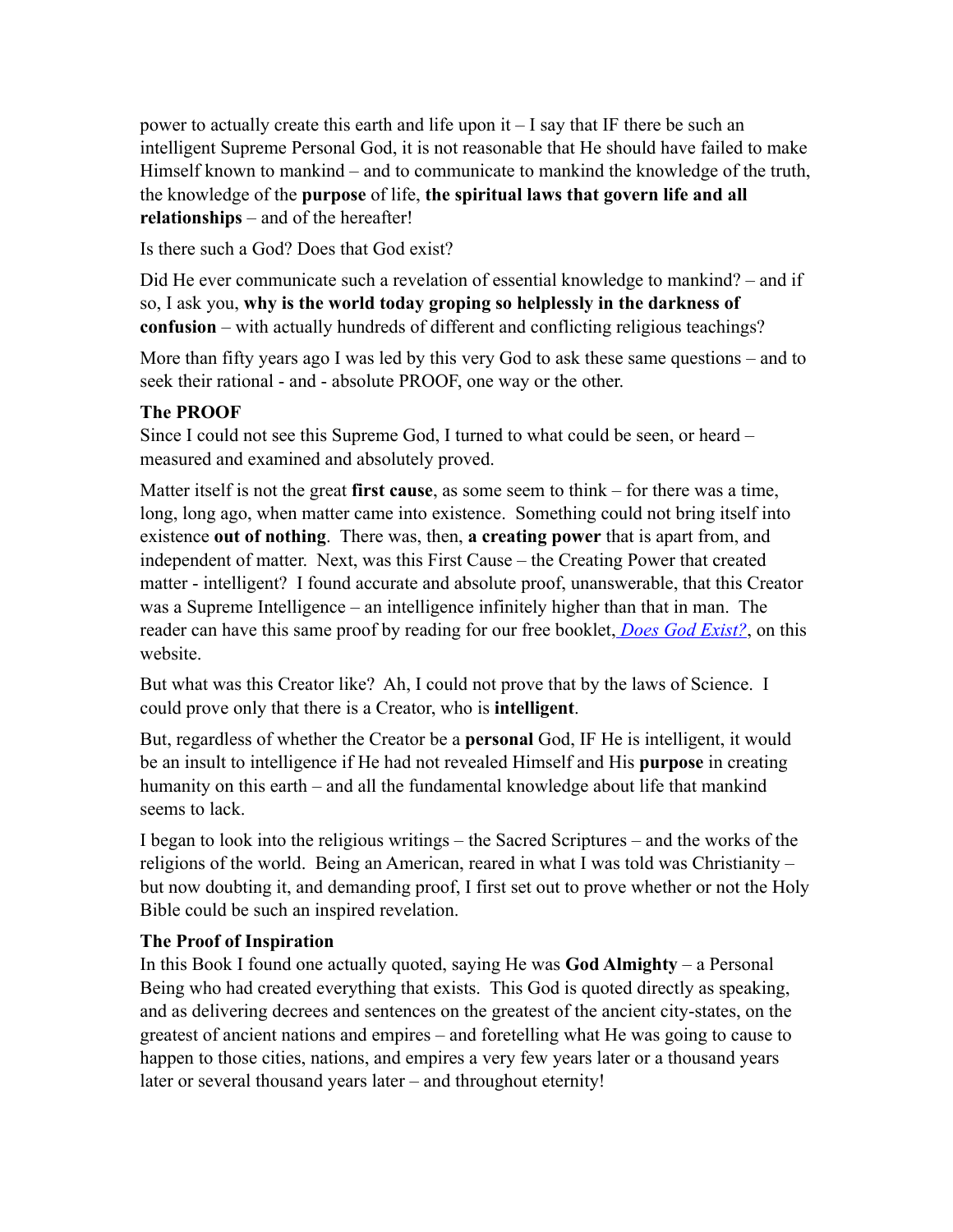power to actually create this earth and life upon it – I say that IF there be such an intelligent Supreme Personal God, it is not reasonable that He should have failed to make Himself known to mankind – and to communicate to mankind the knowledge of the truth, the knowledge of the **purpose** of life, **the spiritual laws that govern life and all relationships** – and of the hereafter!

Is there such a God? Does that God exist?

Did He ever communicate such a revelation of essential knowledge to mankind? – and if so, I ask you, **why is the world today groping so helplessly in the darkness of confusion** – with actually hundreds of different and conflicting religious teachings?

More than fifty years ago I was led by this very God to ask these same questions – and to seek their rational - and - absolute PROOF, one way or the other.

### The PROOF

Since I could not see this Supreme God, I turned to what could be seen, or heard – measured and examined and absolutely proved.

Matter itself is not the great **first cause**, as some seem to think – for there was a time, long, long ago, when matter came into existence. Something could not bring itself into existence **out of nothing**. There was, then, **a creating power** that is apart from, and independent of matter. Next, was this First Cause – the Creating Power that created matter - intelligent? I found accurate and absolute proof, unanswerable, that this Creator was a Supreme Intelligence – an intelligence infinitely higher than that in man. The reader can have this same proof by reading for our free booklet, *Does God Exist?*, on this website.

But what was this Creator like? Ah, I could not prove that by the laws of Science. I could prove only that there is a Creator, who is **intelligent**.

But, regardless of whether the Creator be a **personal** God, IF He is intelligent, it would be an insult to intelligence if He had not revealed Himself and His **purpose** in creating humanity on this earth – and all the fundamental knowledge about life that mankind seems to lack.

I began to look into the religious writings – the Sacred Scriptures – and the works of the religions of the world. Being an American, reared in what I was told was Christianity – but now doubting it, and demanding proof, I first set out to prove whether or not the Holy Bible could be such an inspired revelation.

### The Proof of Inspiration

In this Book I found one actually quoted, saying He was **God Almighty** – a Personal Being who had created everything that exists. This God is quoted directly as speaking, and as delivering decrees and sentences on the greatest of the ancient city-states, on the greatest of ancient nations and empires – and foretelling what He was going to cause to happen to those cities, nations, and empires a very few years later or a thousand years later or several thousand years later – and throughout eternity!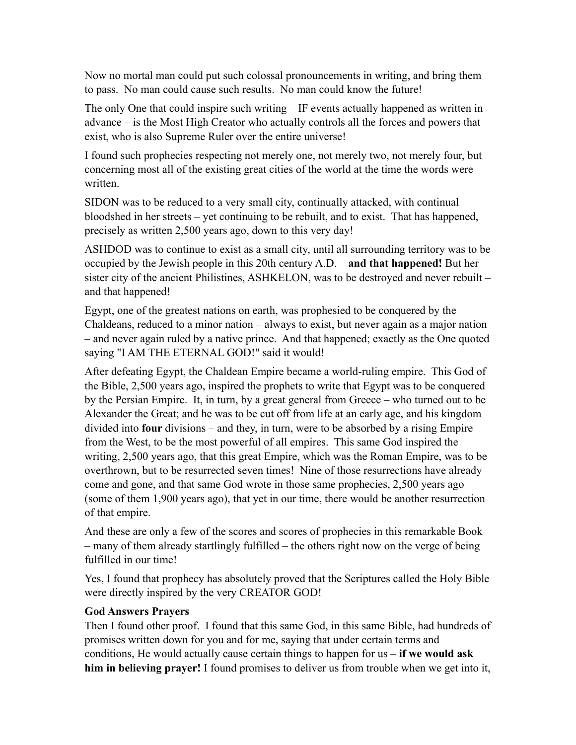Now no mortal man could put such colossal pronouncements in writing, and bring them to pass. No man could cause such results. No man could know the future!

The only One that could inspire such writing – IF events actually happened as written in advance – is the Most High Creator who actually controls all the forces and powers that exist, who is also Supreme Ruler over the entire universe!

I found such prophecies respecting not merely one, not merely two, not merely four, but concerning most all of the existing great cities of the world at the time the words were written.

SIDON was to be reduced to a very small city, continually attacked, with continual bloodshed in her streets – yet continuing to be rebuilt, and to exist. That has happened, precisely as written 2,500 years ago, down to this very day!

ASHDOD was to continue to exist as a small city, until all surrounding territory was to be occupied by the Jewish people in this 20th century A.D. – **and that happened!** But her sister city of the ancient Philistines, ASHKELON, was to be destroyed and never rebuilt – and that happened!

Egypt, one of the greatest nations on earth, was prophesied to be conquered by the Chaldeans, reduced to a minor nation – always to exist, but never again as a major nation – and never again ruled by a native prince. And that happened; exactly as the One quoted saying "I AM THE ETERNAL GOD!" said it would!

After defeating Egypt, the Chaldean Empire became a world-ruling empire. This God of the Bible, 2,500 years ago, inspired the prophets to write that Egypt was to be conquered by the Persian Empire. It, in turn, by a great general from Greece – who turned out to be Alexander the Great; and he was to be cut off from life at an early age, and his kingdom divided into **four** divisions – and they, in turn, were to be absorbed by a rising Empire from the West, to be the most powerful of all empires. This same God inspired the writing, 2,500 years ago, that this great Empire, which was the Roman Empire, was to be overthrown, but to be resurrected seven times! Nine of those resurrections have already come and gone, and that same God wrote in those same prophecies, 2,500 years ago (some of them 1,900 years ago), that yet in our time, there would be another resurrection of that empire.

And these are only a few of the scores and scores of prophecies in this remarkable Book – many of them already startlingly fulfilled – the others right now on the verge of being fulfilled in our time!

Yes, I found that prophecy has absolutely proved that the Scriptures called the Holy Bible were directly inspired by the very CREATOR GOD!

**God Answers Prayers**

Then I found other proof. I found that this same God, in this same Bible, had hundreds of promises written down for you and for me, saying that under certain terms and conditions, He would actually cause certain things to happen for us – **if we would ask him in believing prayer!** I found promises to deliver us from trouble when we get into it,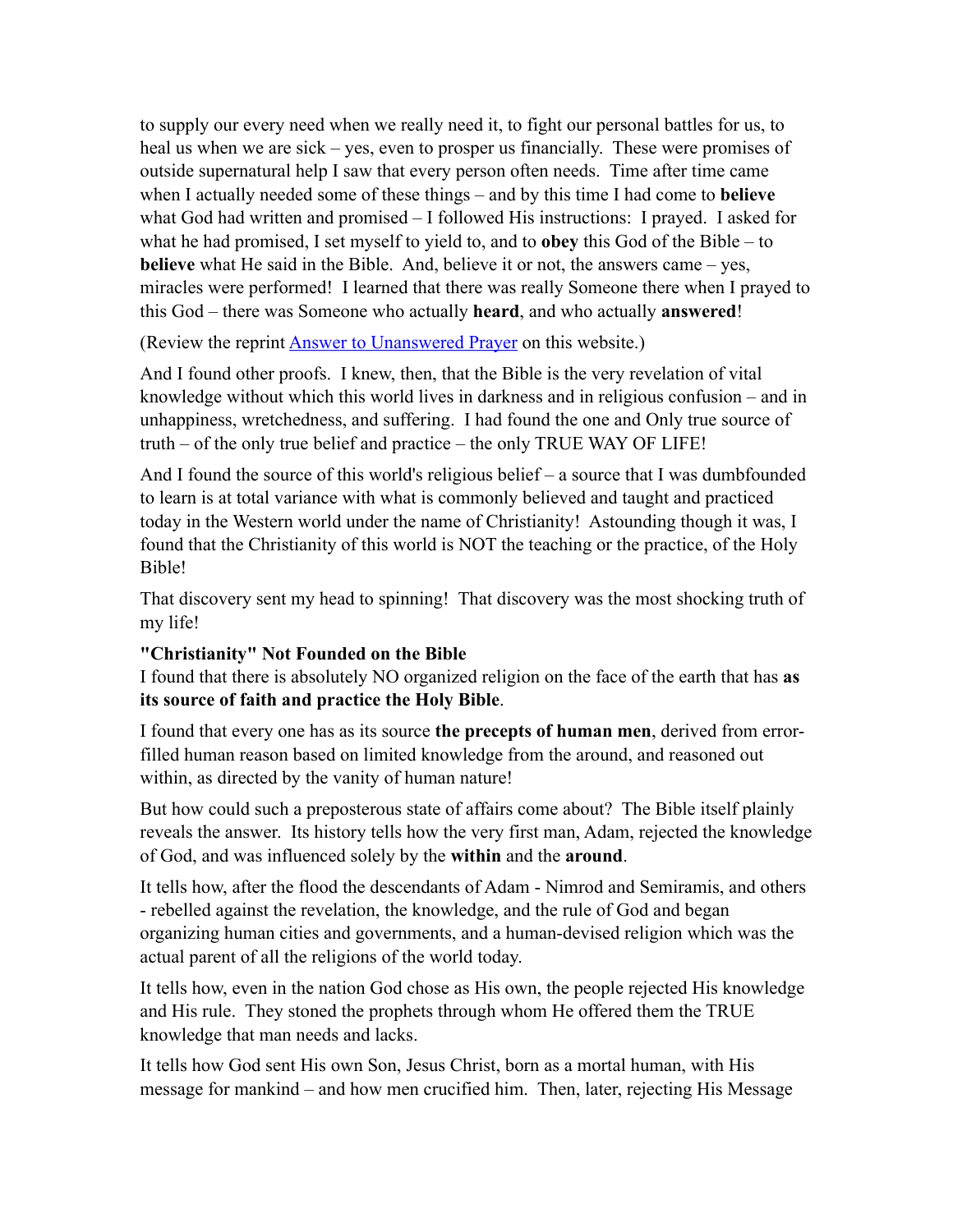to supply our every need when we really need it, to fight our personal battles for us, to heal us when we are sick – yes, even to prosper us financially. These were promises of outside supernatural help I saw that every person often needs. Time after time came when I actually needed some of these things – and by this time I had come to **believe** what God had written and promised – I followed His instructions: I prayed. I asked for what he had promised, I set myself to yield to, and to **obey** this God of the Bible – to **believe** what He said in the Bible. And, believe it or not, the answers came – yes, miracles were performed! I learned that there was really Someone there when I prayed to this God – there was Someone who actually **heard**, and who actually **answered**!

(Review the reprint [Answer to Unanswered Prayer]() on this website.)

And I found other proofs. I knew, then, that the Bible is the very revelation of vital knowledge without which this world lives in darkness and in religious confusion – and in unhappiness, wretchedness, and suffering. I had found the one and Only true source of truth – of the only true belief and practice – the only TRUE WAY OF LIFE!

And I found the source of this world's religious belief – a source that I was dumbfounded to learn is at total variance with what is commonly believed and taught and practiced today in the Western world under the name of Christianity! Astounding though it was, I found that the Christianity of this world is NOT the teaching or the practice, of the Holy Bible!

That discovery sent my head to spinning! That discovery was the most shocking truth of my life!

**"Christianity" Not Founded on the Bible**

I found that there is absolutely NO organized religion on the face of the earth that has **as its source of faith and practice the Holy Bible**.

I found that every one has as its source **the precepts of human men**, derived from error-filled human reason based on limited knowledge from the around, and reasoned out within, as directed by the vanity of human nature!

But how could such a preposterous state of affairs come about? The Bible itself plainly reveals the answer. Its history tells how the very first man, Adam, rejected the knowledge of God, and was influenced solely by the **within** and the **around**.

It tells how, after the flood the descendants of Adam - Nimrod and Semiramis, and others - rebelled against the revelation, the knowledge, and the rule of God and began organizing human cities and governments, and a human-devised religion which was the actual parent of all the religions of the world today.

It tells how, even in the nation God chose as His own, the people rejected His knowledge and His rule. They stoned the prophets through whom He offered them the TRUE knowledge that man needs and lacks.

It tells how God sent His own Son, Jesus Christ, born as a mortal human, with His message for mankind – and how men crucified him. Then, later, rejecting His Message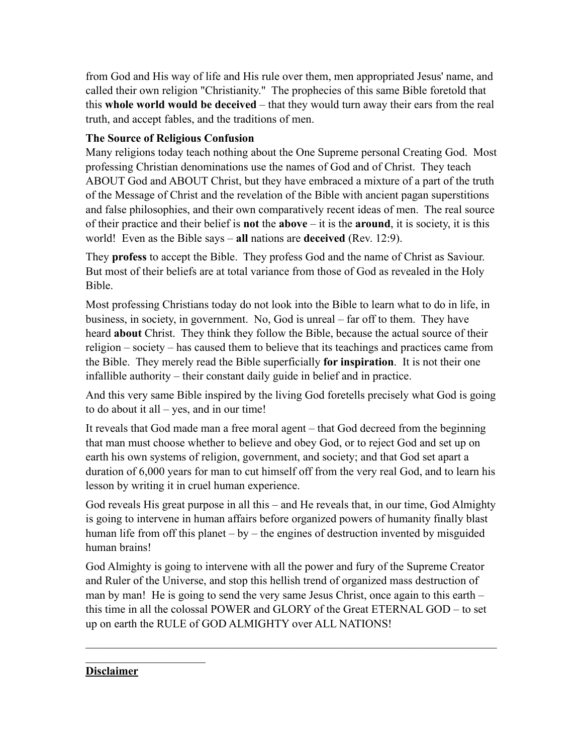from God and His way of life and His rule over them, men appropriated Jesus' name, and called their own religion "Christianity." The prophecies of this same Bible foretold that this **whole world would be deceived** – that they would turn away their ears from the real truth, and accept fables, and the traditions of men.

**The Source of Religious Confusion**

Many religions today teach nothing about the One Supreme personal Creating God. Most professing Christian denominations use the names of God and of Christ. They teach ABOUT God and ABOUT Christ, but they have embraced a mixture of a part of the truth of the Message of Christ and the revelation of the Bible with ancient pagan superstitions and false philosophies, and their own comparatively recent ideas of men. The real source of their practice and their belief is **not** the **above** – it is the **around**, it is society, it is this world! Even as the Bible says – **all** nations are **deceived** (Rev. 12:9).

They **profess** to accept the Bible. They profess God and the name of Christ as Saviour. But most of their beliefs are at total variance from those of God as revealed in the Holy Bible.

Most professing Christians today do not look into the Bible to learn what to do in life, in business, in society, in government. No, God is unreal – far off to them. They have heard **about** Christ. They think they follow the Bible, because the actual source of their religion – society – has caused them to believe that its teachings and practices came from the Bible. They merely read the Bible superficially **for inspiration**. It is not their one infallible authority – their constant daily guide in belief and in practice.

And this very same Bible inspired by the living God foretells precisely what God is going to do about it all – yes, and in our time!

It reveals that God made man a free moral agent – that God decreed from the beginning that man must choose whether to believe and obey God, or to reject God and set up on earth his own systems of religion, government, and society; and that God set apart a duration of 6,000 years for man to cut himself off from the very real God, and to learn his lesson by writing it in cruel human experience.

God reveals His great purpose in all this – and He reveals that, in our time, God Almighty is going to intervene in human affairs before organized powers of humanity finally blast human life from off this planet – by – the engines of destruction invented by misguided human brains!

God Almighty is going to intervene with all the power and fury of the Supreme Creator and Ruler of the Universe, and stop this hellish trend of organized mass destruction of man by man! He is going to send the very same Jesus Christ, once again to this earth – this time in all the colossal POWER and GLORY of the Great ETERNAL GOD – to set up on earth the RULE of GOD ALMIGHTY over ALL NATIONS!

---

**Disclaimer**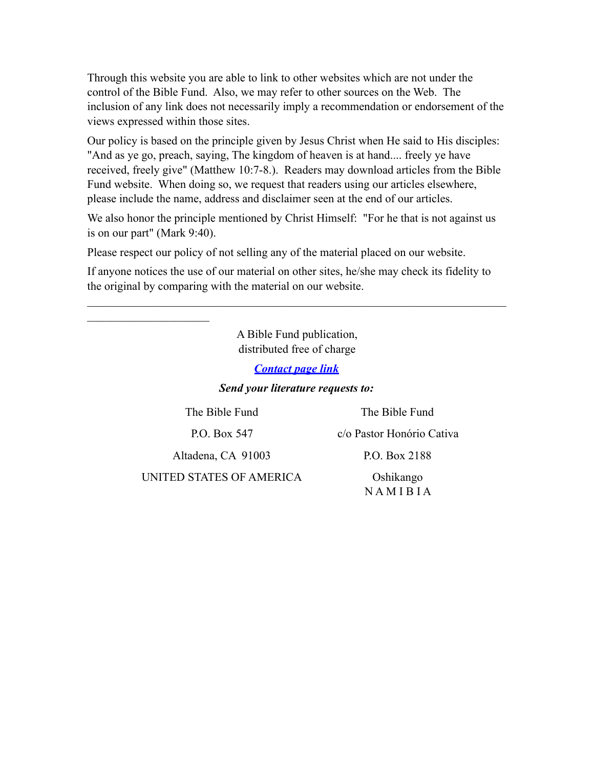Through this website you are able to link to other websites which are not under the control of the Bible Fund. Also, we may refer to other sources on the Web. The inclusion of any link does not necessarily imply a recommendation or endorsement of the views expressed within those sites.

Our policy is based on the principle given by Jesus Christ when He said to His disciples: "And as ye go, preach, saying, The kingdom of heaven is at hand.... freely ye have received, freely give" (Matthew 10:7-8.). Readers may download articles from the Bible Fund website. When doing so, we request that readers using our articles elsewhere, please include the name, address and disclaimer seen at the end of our articles.

We also honor the principle mentioned by Christ Himself: "For he that is not against us is on our part" (Mark 9:40).

Please respect our policy of not selling any of the material placed on our website.

If anyone notices the use of our material on other sites, he/she may check its fidelity to the original by comparing with the material on our website.

---

A Bible Fund publication,
distributed free of charge

***Contact page link***

***Send your literature requests to:***

| | |
|---|---|
| The Bible Fund | The Bible Fund |
| P.O. Box 547 | c/o Pastor Honório Cativa |
| Altadena, CA 91003 | P.O. Box 2188 |
| UNITED STATES OF AMERICA | Oshikango N A M I B I A |